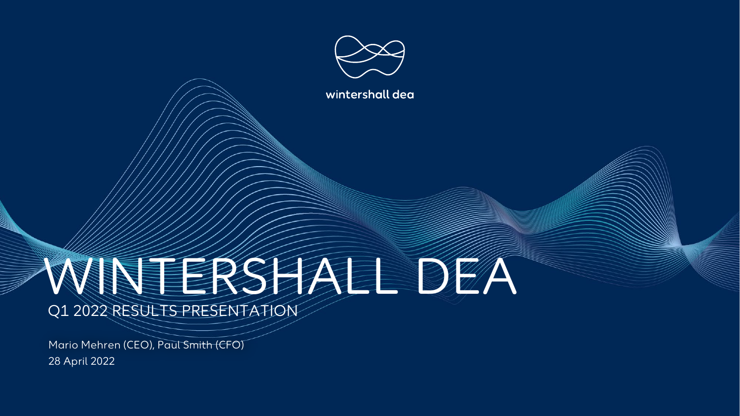wintershall dea

# WINTERSHALL DEA

## Q1 2022 RESULTS PRESENTATION

Mario Mehren (CEO), Paul Smith (CFO)

28 April 2022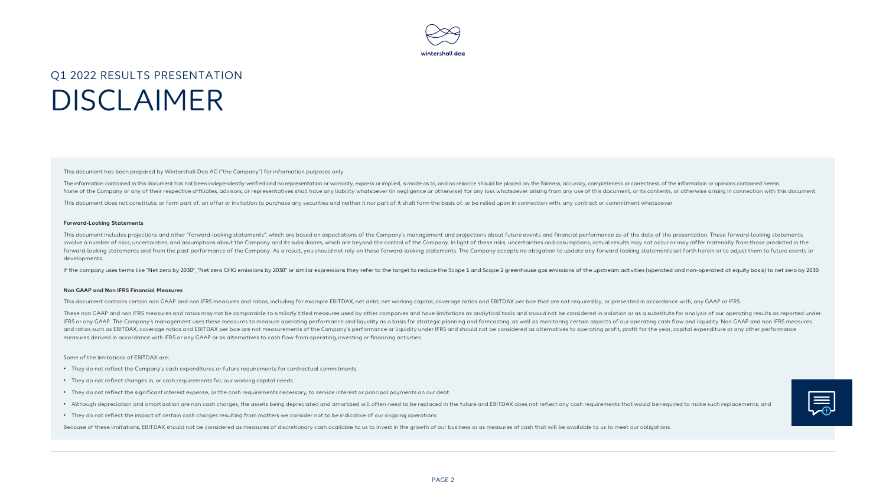Q1 2022 RESULTS PRESENTATION

# DISCLAIMER

This document has been prepared by Wintershall Dea AG ("the Company") for information purposes only.

The information contained in this document has not been independently verified and no representation or warranty, express or implied, is made as to, and no reliance should be placed on, the fairness, accuracy, completeness or correctness of the information or opinions contained herein. None of the Company or any of their respective affiliates, advisors, or representatives shall have any liability whatsoever (in negligence or otherwise) for any loss whatsoever arising from any use of this document, or its contents, or otherwise arising in connection with this document.

This document does not constitute, or form part of, an offer or invitation to purchase any securities and neither it nor part of it shall form the basis of, or be relied upon in connection with, any contract or commitment whatsoever.

**Forward-Looking Statements**

This document includes projections and other "forward-looking statements", which are based on expectations of the Company's management and projections about future events and financial performance as of the date of the presentation. These forward-looking statements involve a number of risks, uncertainties, and assumptions about the Company and its subsidiaries, which are beyond the control of the Company. In light of these risks, uncertainties and assumptions, actual results may not occur or may differ materially from those predicted in the forward-looking statements and from the past performance of the Company. As a result, you should not rely on these forward-looking statements. The Company accepts no obligation to update any forward-looking statements set forth herein or to adjust them to future events or developments.

If the company uses terms like "Net zero by 2030", "Net zero GHG emissions by 2030" or similar expressions they refer to the target to reduce the Scope 1 and Scope 2 greenhouse gas emissions of the upstream activities (operated and non-operated at equity basis) to net zero by 2030.

**Non GAAP and Non IFRS Financial Measures**

This document contains certain non GAAP and non IFRS measures and ratios, including for example EBITDAX, net debt, net working capital, coverage ratios and EBITDAX per boe that are not required by, or presented in accordance with, any GAAP or IFRS.

These non GAAP and non IFRS measures and ratios may not be comparable to similarly titled measures used by other companies and have limitations as analytical tools and should not be considered in isolation or as a substitute for analysis of our operating results as reported under IFRS or any GAAP. The Company's management uses these measures to measure operating performance and liquidity as a basis for strategic planning and forecasting, as well as monitoring certain aspects of our operating cash flow and liquidity. Non GAAP and non IFRS measures and ratios such as EBITDAX, coverage ratios and EBITDAX per boe are not measurements of the Company's performance or liquidity under IFRS and should not be considered as alternatives to operating profit, profit for the year, capital expenditure or any other performance measures derived in accordance with IFRS or any GAAP or as alternatives to cash flow from operating, investing or financing activities.

Some of the limitations of EBITDAX are:

- They do not reflect the Company's cash expenditures or future requirements for contractual commitments
- They do not reflect changes in, or cash requirements for, our working capital needs
- They do not reflect the significant interest expense, or the cash requirements necessary, to service interest or principal payments on our debt
- Although depreciation and amortization are non cash charges, the assets being depreciated and amortized will often need to be replaced in the future and EBITDAX does not reflect any cash requirements that would be required to make such replacements; and
- They do not reflect the impact of certain cash charges resulting from matters we consider not to be indicative of our ongoing operations

Because of these limitations, EBITDAX should not be considered as measures of discretionary cash available to us to invest in the growth of our business or as measures of cash that will be available to us to meet our obligations.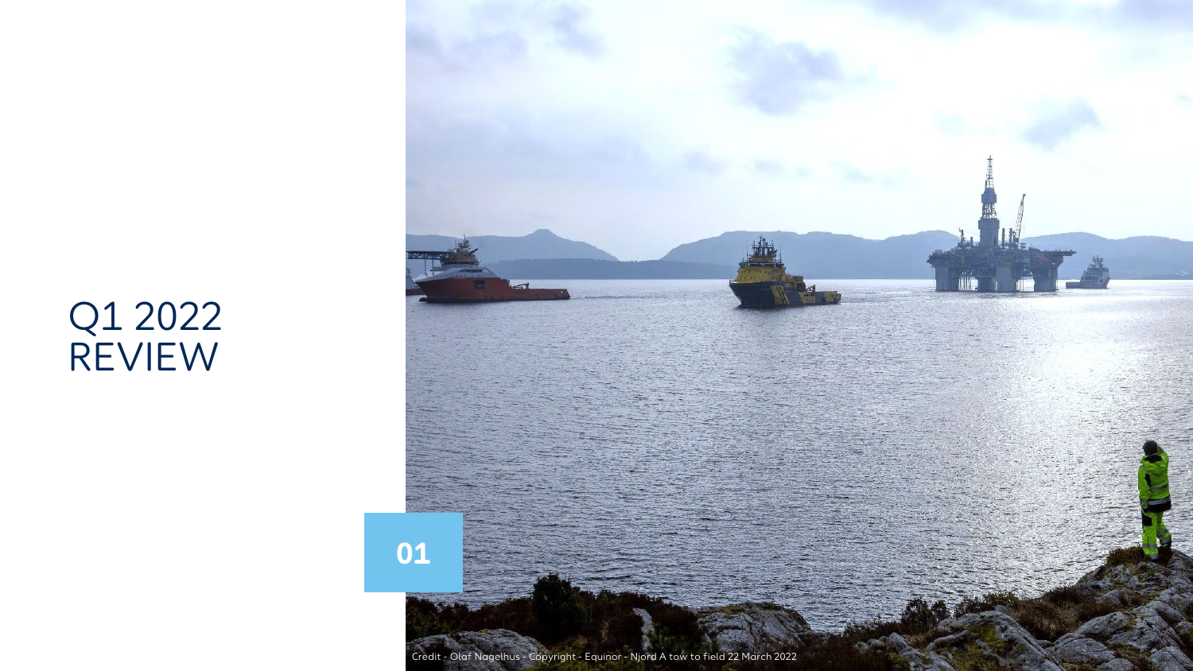# Q1 2022 REVIEW

01

Credit - Olaf Nagelhus - Copyright - Equinor - Njord A tow to field 22 March 2022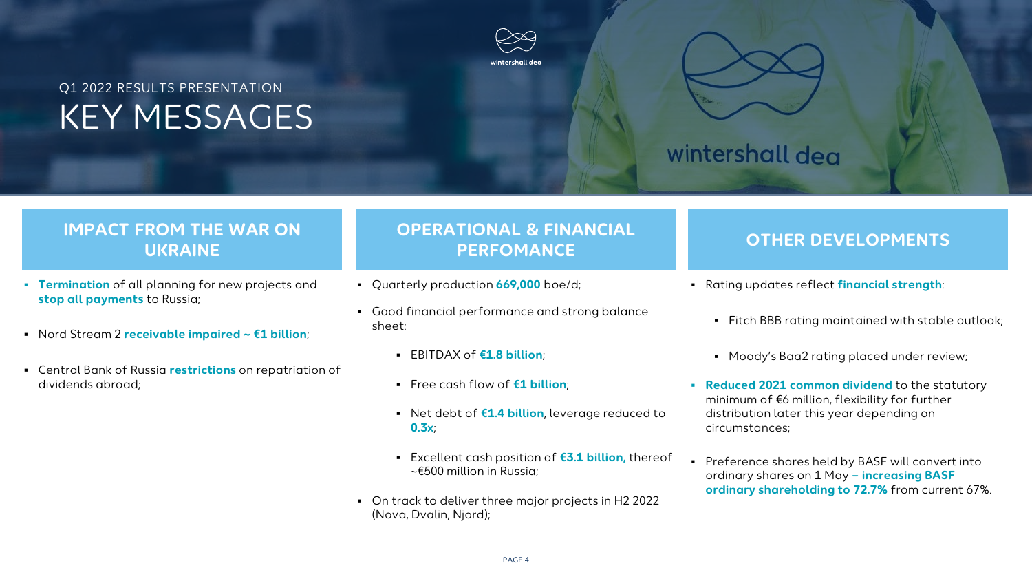Q1 2022 RESULTS PRESENTATION

# KEY MESSAGES

## IMPACT FROM THE WAR ON UKRAINE

- **Termination** of all planning for new projects and **stop all payments** to Russia;
- Nord Stream 2 **receivable impaired ~ €1 billion**;
- Central Bank of Russia **restrictions** on repatriation of dividends abroad;

## OPERATIONAL & FINANCIAL PERFOMANCE

- Quarterly production **669,000** boe/d;
- Good financial performance and strong balance sheet:
  - EBITDAX of **€1.8 billion**;
  - Free cash flow of **€1 billion**;
  - Net debt of **€1.4 billion**, leverage reduced to **0.3x**;
  - Excellent cash position of **€3.1 billion,** thereof ~€500 million in Russia;
- On track to deliver three major projects in H2 2022 (Nova, Dvalin, Njord);

## OTHER DEVELOPMENTS

- Rating updates reflect **financial strength**:
  - Fitch BBB rating maintained with stable outlook;
  - Moody's Baa2 rating placed under review;
- **Reduced 2021 common dividend** to the statutory minimum of €6 million, flexibility for further distribution later this year depending on circumstances;
- Preference shares held by BASF will convert into ordinary shares on 1 May **– increasing BASF ordinary shareholding to 72.7%** from current 67%.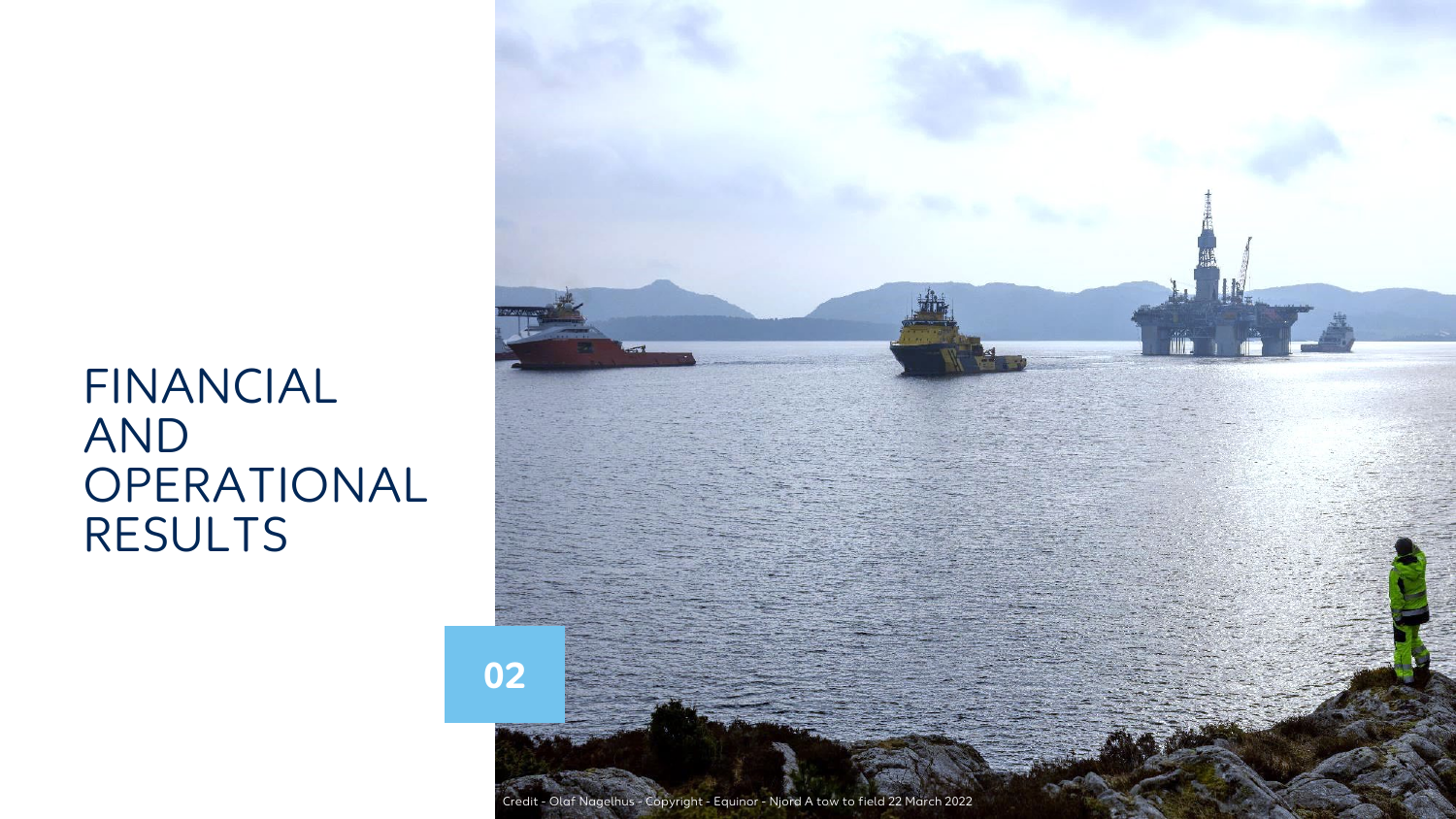# FINANCIAL AND OPERATIONAL RESULTS

02

Credit - Olaf Nagelhus - Copyright - Equinor - Njord A tow to field 22 March 2022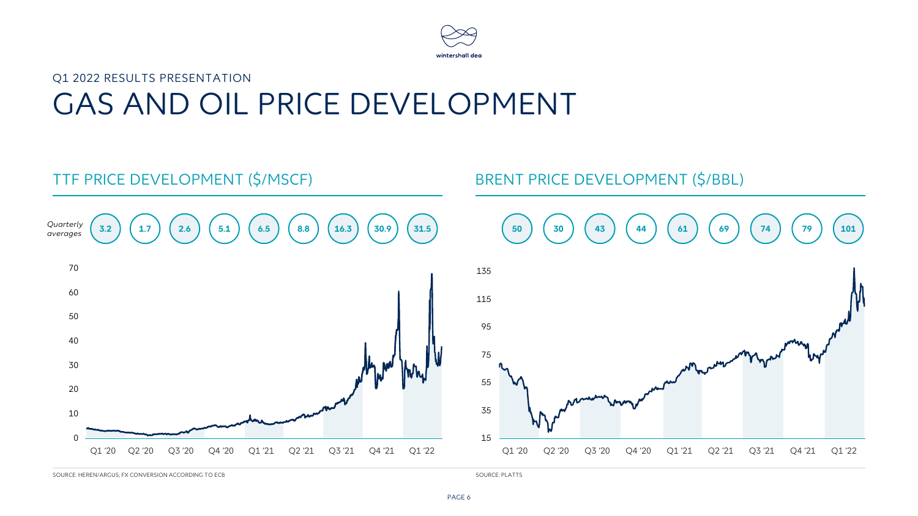Q1 2022 RESULTS PRESENTATION

# GAS AND OIL PRICE DEVELOPMENT

## TTF PRICE DEVELOPMENT ($/MSCF)

| *Quarterly averages* | Q1 '20 | Q2 '20 | Q3 '20 | Q4 '20 | Q1 '21 | Q2 '21 | Q3 '21 | Q4 '21 | Q1 '22 |
|---|---|---|---|---|---|---|---|---|---|
| | 3.2 | 1.7 | 2.6 | 5.1 | 6.5 | 8.8 | 16.3 | 30.9 | 31.5 |

SOURCE: HEREN/ARGUS; FX CONVERSION ACCORDING TO ECB

## BRENT PRICE DEVELOPMENT ($/BBL)

| Q1 '20 | Q2 '20 | Q3 '20 | Q4 '20 | Q1 '21 | Q2 '21 | Q3 '21 | Q4 '21 | Q1 '22 |
|---|---|---|---|---|---|---|---|---|
| 50 | 30 | 43 | 44 | 61 | 69 | 74 | 79 | 101 |

SOURCE: PLATTS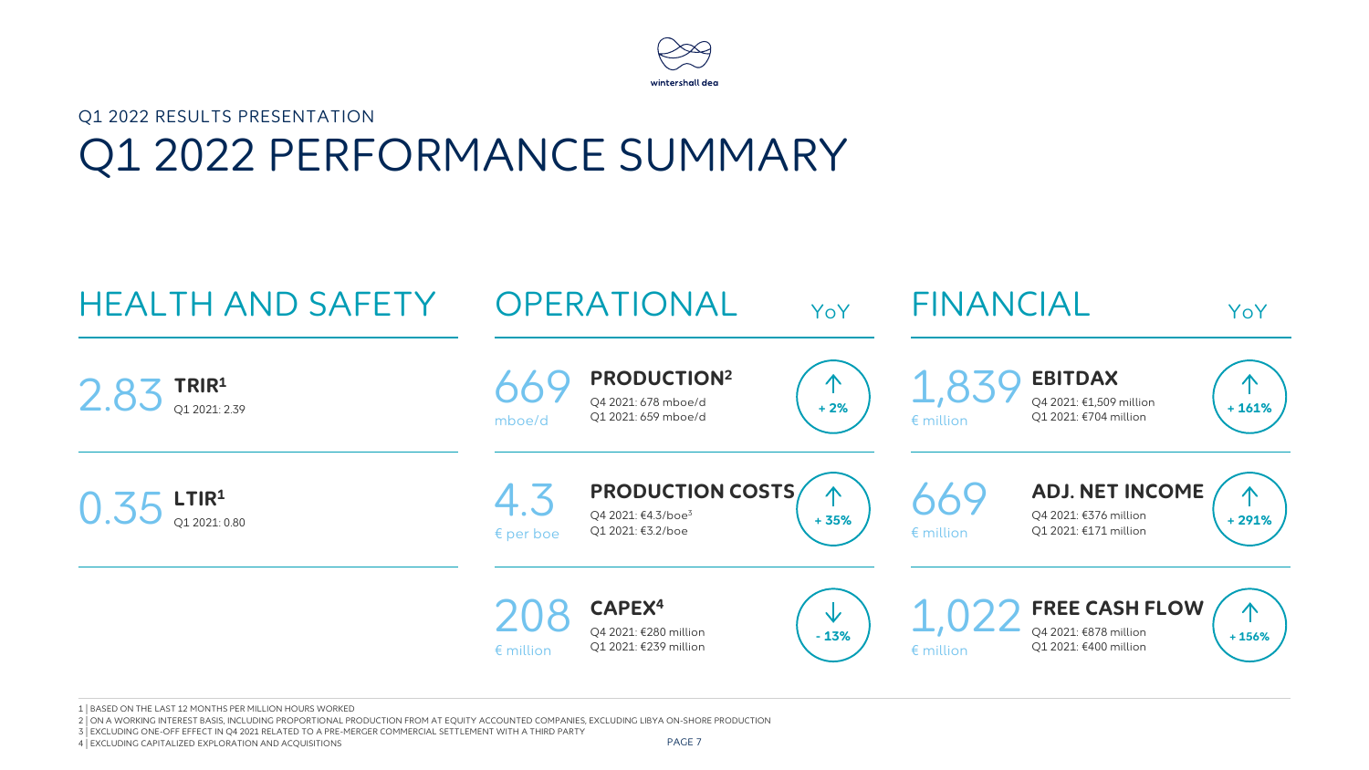Q1 2022 RESULTS PRESENTATION

# Q1 2022 PERFORMANCE SUMMARY

## HEALTH AND SAFETY

**2.83 TRIR[1]**
Q1 2021: 2.39

**0.35 LTIR[1]**
Q1 2021: 0.80

## OPERATIONAL

| | Metric | Comparison | YoY |
|---|---|---|---|
| 669 mboe/d | **PRODUCTION[2]** | Q4 2021: 678 mboe/d<br>Q1 2021: 659 mboe/d | ↑ + 2% |
| 4.3 € per boe | **PRODUCTION COSTS** | Q4 2021: €4.3/boe[3]<br>Q1 2021: €3.2/boe | ↑ + 35% |
| 208 € million | **CAPEX[4]** | Q4 2021: €280 million<br>Q1 2021: €239 million | ↓ - 13% |

## FINANCIAL

| | Metric | Comparison | YoY |
|---|---|---|---|
| 1,839 € million | **EBITDAX** | Q4 2021: €1,509 million<br>Q1 2021: €704 million | ↑ + 161% |
| 669 € million | **ADJ. NET INCOME** | Q4 2021: €376 million<br>Q1 2021: €171 million | ↑ + 291% |
| 1,022 € million | **FREE CASH FLOW** | Q4 2021: €878 million<br>Q1 2021: €400 million | ↑ + 156% |

1 | BASED ON THE LAST 12 MONTHS PER MILLION HOURS WORKED
2 | ON A WORKING INTEREST BASIS, INCLUDING PROPORTIONAL PRODUCTION FROM AT EQUITY ACCOUNTED COMPANIES, EXCLUDING LIBYA ON-SHORE PRODUCTION
3 | EXCLUDING ONE-OFF EFFECT IN Q4 2021 RELATED TO A PRE-MERGER COMMERCIAL SETTLEMENT WITH A THIRD PARTY
4 | EXCLUDING CAPITALIZED EXPLORATION AND ACQUISITIONS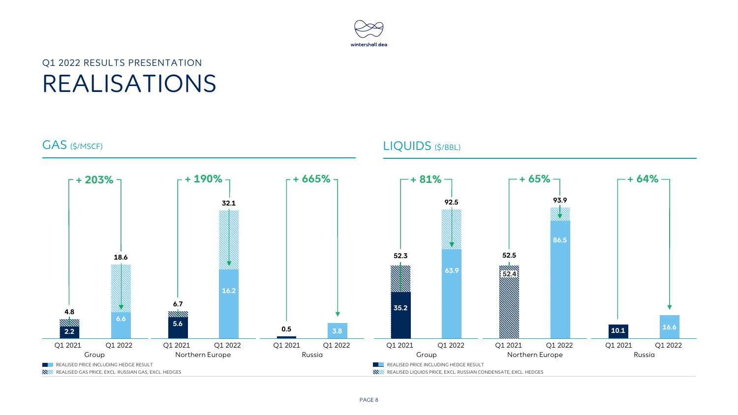Q1 2022 RESULTS PRESENTATION

# REALISATIONS

## GAS ($/MSCF)

| | Group Q1 2021 | Group Q1 2022 | Northern Europe Q1 2021 | Northern Europe Q1 2022 | Russia Q1 2021 | Russia Q1 2022 |
|---|---|---|---|---|---|---|
| Realised price including hedge result | 2.2 | 6.6 | 5.6 | 16.2 | 0.5 | 3.8 |
| Realised gas price, excl. Russian gas, excl. hedges | 4.8 | 18.6 | 6.7 | 32.1 | | |
| Change | + 203% | | + 190% | | + 665% | |

## LIQUIDS ($/BBL)

| | Group Q1 2021 | Group Q1 2022 | Northern Europe Q1 2021 | Northern Europe Q1 2022 | Russia Q1 2021 | Russia Q1 2022 |
|---|---|---|---|---|---|---|
| Realised price including hedge result | 35.2 | 63.9 | 52.4 | 86.5 | 10.1 | 16.6 |
| Realised liquids price, excl. Russian condensate, excl. hedges | 52.3 | 92.5 | 52.5 | 93.9 | | |
| Change | + 81% | | + 65% | | + 64% | |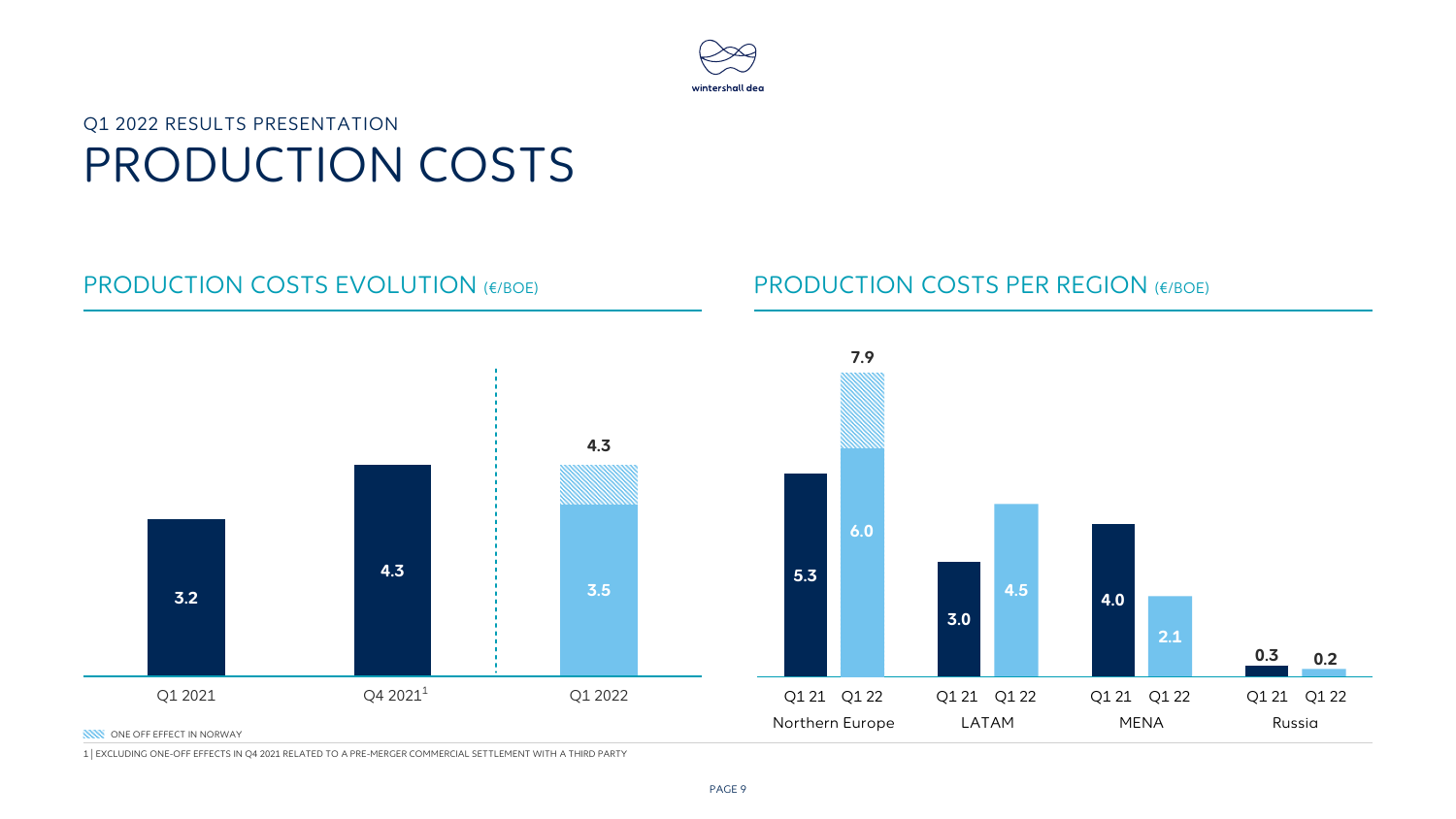Q1 2022 RESULTS PRESENTATION

# PRODUCTION COSTS

## PRODUCTION COSTS EVOLUTION (€/BOE)

| | Q1 2021 | Q4 2021[1] | Q1 2022 |
|---|---|---|---|
| Production costs | 3.2 | 4.3 | 3.5 |
| Incl. one off effect in Norway | | | 4.3 |

ONE OFF EFFECT IN NORWAY

## PRODUCTION COSTS PER REGION (€/BOE)

| Region | Q1 21 | Q1 22 |
|---|---|---|
| Northern Europe | 5.3 | 6.0 (7.9 incl. one off effect in Norway) |
| LATAM | 3.0 | 4.5 |
| MENA | 4.0 | 2.1 |
| Russia | 0.3 | 0.2 |

1 | EXCLUDING ONE-OFF EFFECTS IN Q4 2021 RELATED TO A PRE-MERGER COMMERCIAL SETTLEMENT WITH A THIRD PARTY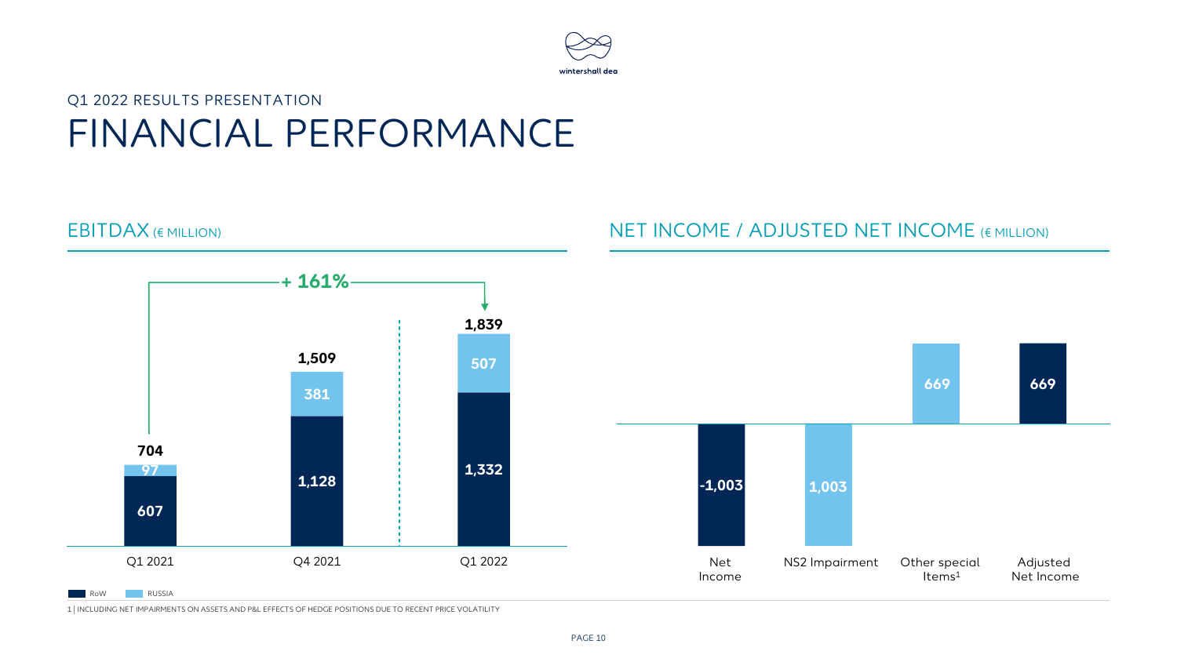Q1 2022 RESULTS PRESENTATION

# FINANCIAL PERFORMANCE

## EBITDAX (€ MILLION)

| | Q1 2021 | Q4 2021 | Q1 2022 |
|---|---|---|---|
| RoW | 607 | 1,128 | 1,332 |
| RUSSIA | 97 | 381 | 507 |
| Total | 704 | 1,509 | 1,839 |

+ 161% (Q1 2021 to Q1 2022)

## NET INCOME / ADJUSTED NET INCOME (€ MILLION)

| Net Income | NS2 Impairment | Other special Items[1] | Adjusted Net Income |
|---|---|---|---|
| -1,003 | 1,003 | 669 | 669 |

1 | INCLUDING NET IMPAIRMENTS ON ASSETS AND P&L EFFECTS OF HEDGE POSITIONS DUE TO RECENT PRICE VOLATILITY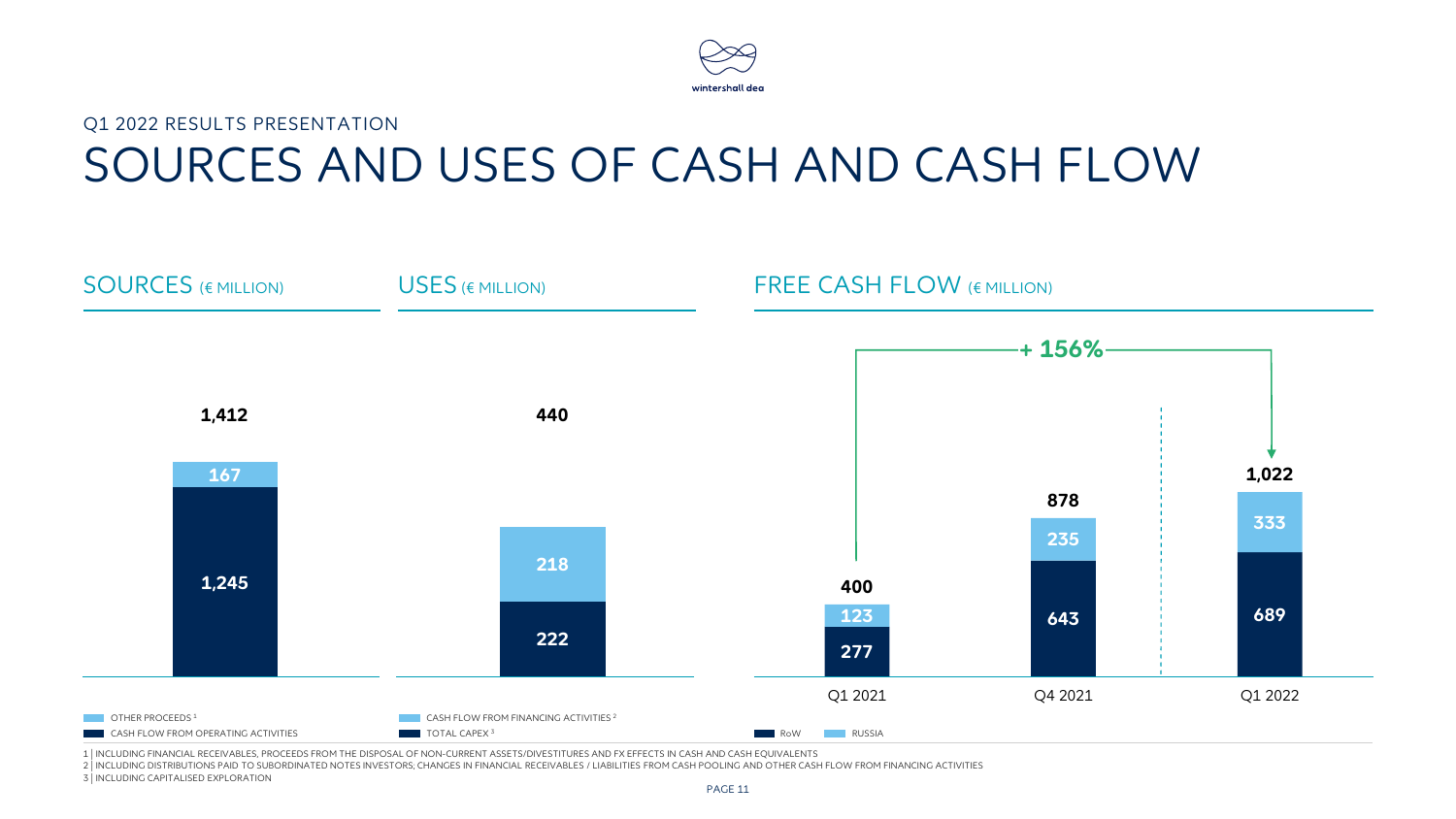Q1 2022 RESULTS PRESENTATION

# SOURCES AND USES OF CASH AND CASH FLOW

## SOURCES (€ MILLION)

| | Total |
|---|---|
| Other proceeds[1] | 167 |
| Cash flow from operating activities | 1,245 |
| **Total** | **1,412** |

## USES (€ MILLION)

| | Total |
|---|---|
| Cash flow from financing activities[2] | 218 |
| Total capex[3] | 222 |
| **Total** | **440** |

## FREE CASH FLOW (€ MILLION)

| | Q1 2021 | Q4 2021 | Q1 2022 |
|---|---|---|---|
| Russia | 123 | 235 | 333 |
| RoW | 277 | 643 | 689 |
| **Total** | **400** | **878** | **1,022** |

**+ 156%** (Q1 2021 to Q1 2022)

1 | INCLUDING FINANCIAL RECEIVABLES, PROCEEDS FROM THE DISPOSAL OF NON-CURRENT ASSETS/DIVESTITURES AND FX EFFECTS IN CASH AND CASH EQUIVALENTS

2 | INCLUDING DISTRIBUTIONS PAID TO SUBORDINATED NOTES INVESTORS; CHANGES IN FINANCIAL RECEIVABLES / LIABILITIES FROM CASH POOLING AND OTHER CASH FLOW FROM FINANCING ACTIVITIES

3 | INCLUDING CAPITALISED EXPLORATION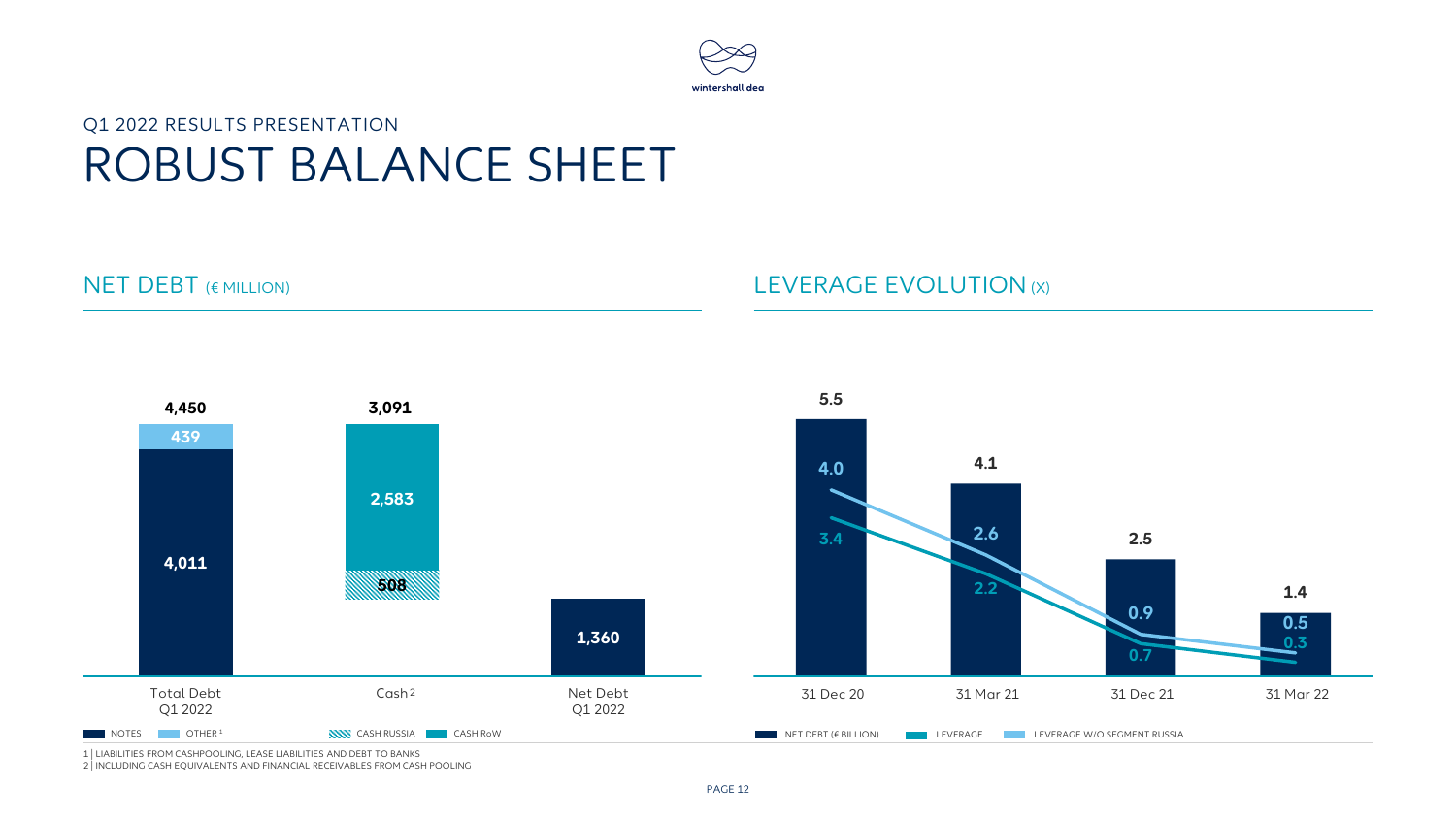Q1 2022 RESULTS PRESENTATION

# ROBUST BALANCE SHEET

## NET DEBT (€ MILLION)

| | Notes | Other[1] | Cash Russia | Cash RoW | Total |
|---|---|---|---|---|---|
| Total Debt Q1 2022 | 4,011 | 439 | | | 4,450 |
| Cash[2] | | | 508 | 2,583 | 3,091 |
| Net Debt Q1 2022 | | | | | 1,360 |

## LEVERAGE EVOLUTION (X)

| | 31 Dec 20 | 31 Mar 21 | 31 Dec 21 | 31 Mar 22 |
|---|---|---|---|---|
| Net Debt (€ billion) | 5.5 | 4.1 | 2.5 | 1.4 |
| Leverage | 3.4 | 2.2 | 0.7 | 0.3 |
| Leverage w/o segment Russia | 4.0 | 2.6 | 0.9 | 0.5 |

1 | LIABILITIES FROM CASHPOOLING, LEASE LIABILITIES AND DEBT TO BANKS

2 | INCLUDING CASH EQUIVALENTS AND FINANCIAL RECEIVABLES FROM CASH POOLING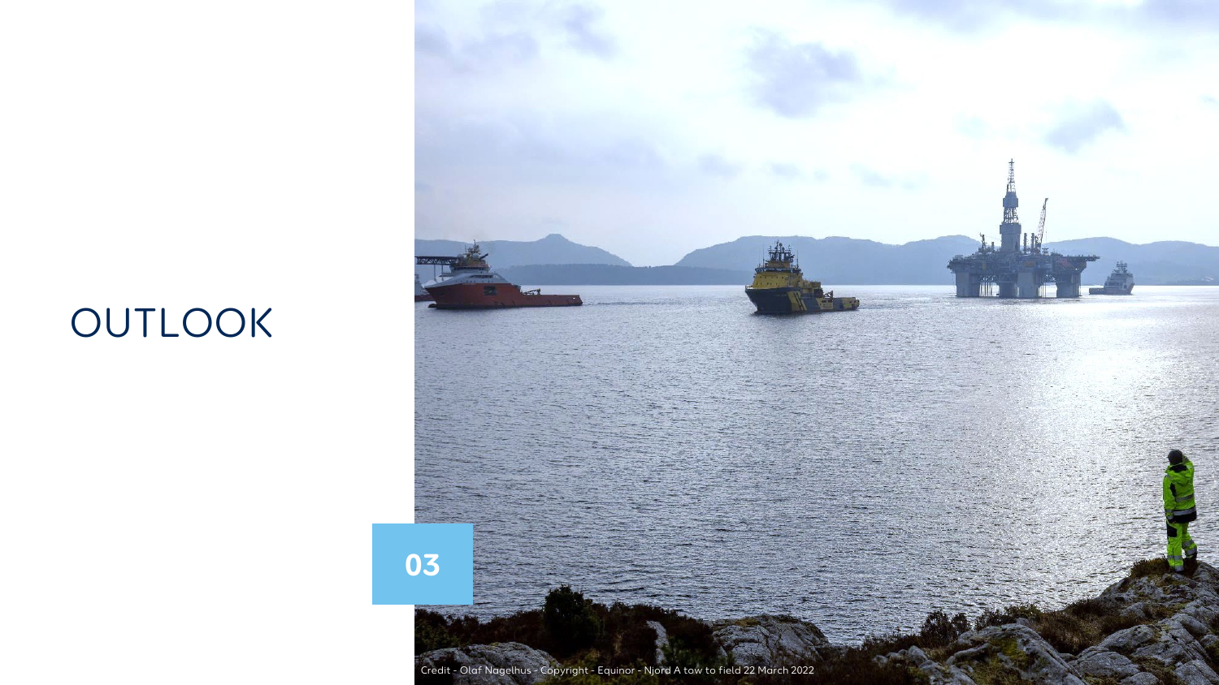# OUTLOOK

03

Credit - Olaf Nagelhus - Copyright - Equinor - Njord A tow to field 22 March 2022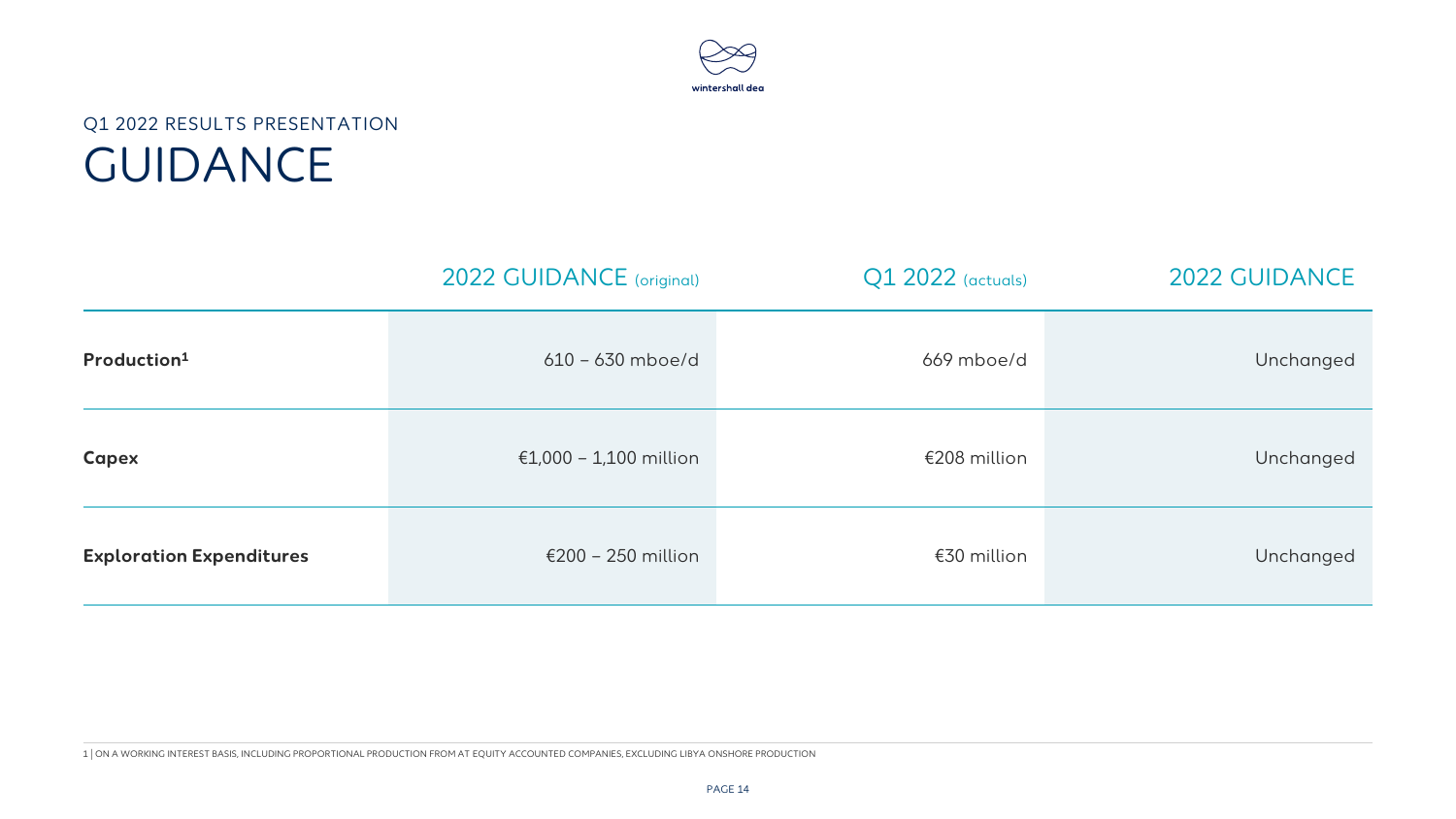Q1 2022 RESULTS PRESENTATION

# GUIDANCE

| | 2022 GUIDANCE (original) | Q1 2022 (actuals) | 2022 GUIDANCE |
|---|---|---|---|
| **Production**[1] | 610 – 630 mboe/d | 669 mboe/d | Unchanged |
| **Capex** | €1,000 – 1,100 million | €208 million | Unchanged |
| **Exploration Expenditures** | €200 – 250 million | €30 million | Unchanged |

1 | ON A WORKING INTEREST BASIS, INCLUDING PROPORTIONAL PRODUCTION FROM AT EQUITY ACCOUNTED COMPANIES, EXCLUDING LIBYA ONSHORE PRODUCTION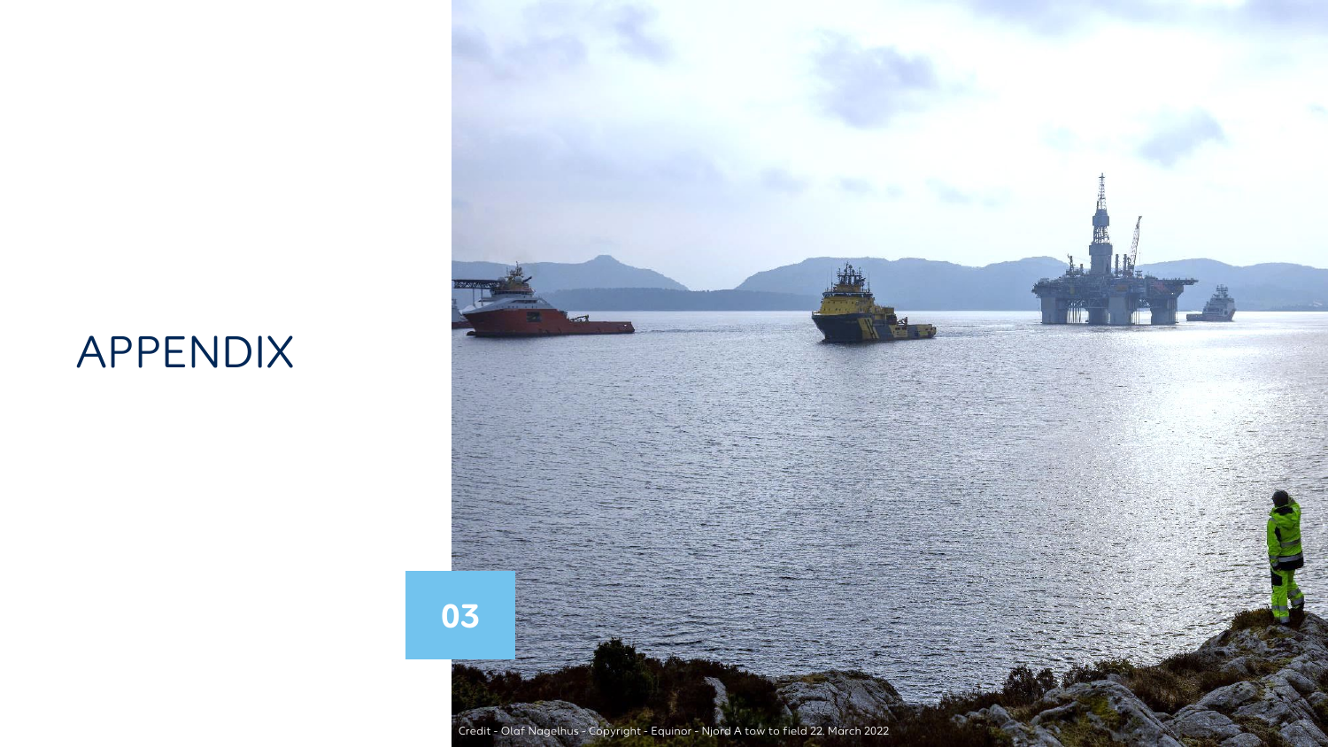# APPENDIX

03

Credit - Olaf Nagelhus - Copyright - Equinor - Njord A tow to field 22. March 2022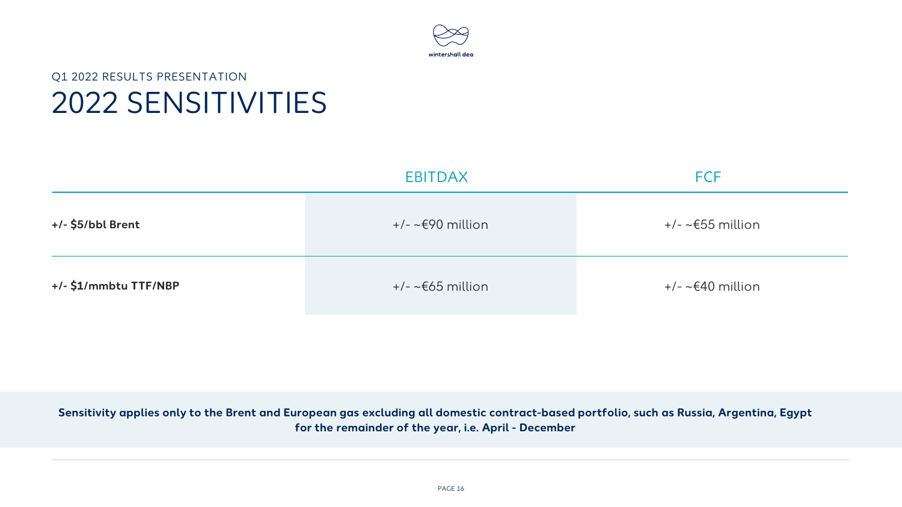Q1 2022 RESULTS PRESENTATION

# 2022 SENSITIVITIES

| | EBITDAX | FCF |
|---|---|---|
| **+/- $5/bbl Brent** | +/- ~€90 million | +/- ~€55 million |
| **+/- $1/mmbtu TTF/NBP** | +/- ~€65 million | +/- ~€40 million |

**Sensitivity applies only to the Brent and European gas excluding all domestic contract-based portfolio, such as Russia, Argentina, Egypt for the remainder of the year, i.e. April - December**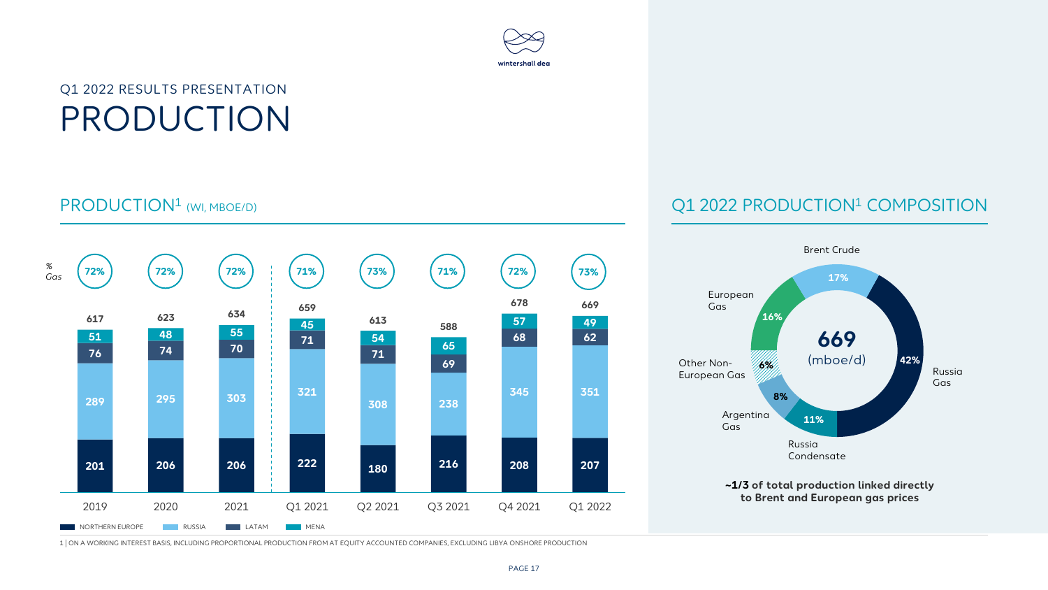Q1 2022 RESULTS PRESENTATION

# PRODUCTION

## PRODUCTION[1] (WI, MBOE/D)

| | 2019 | 2020 | 2021 | Q1 2021 | Q2 2021 | Q3 2021 | Q4 2021 | Q1 2022 |
|---|---|---|---|---|---|---|---|---|
| % Gas | 72% | 72% | 72% | 71% | 73% | 71% | 72% | 73% |
| Total | 617 | 623 | 634 | 659 | 613 | 588 | 678 | 669 |
| MENA | 51 | 48 | 55 | 45 | 54 | 65 | 57 | 49 |
| LATAM | 76 | 74 | 70 | 71 | 71 | 69 | 68 | 62 |
| RUSSIA | 289 | 295 | 303 | 321 | 308 | 238 | 345 | 351 |
| NORTHERN EUROPE | 201 | 206 | 206 | 222 | 180 | 216 | 208 | 207 |

## Q1 2022 PRODUCTION[1] COMPOSITION

669 (mboe/d)

| Component | Share |
|---|---|
| Russia Gas | 42% |
| Russia Condensate | 11% |
| Argentina Gas | 8% |
| Other Non-European Gas | 6% |
| European Gas | 16% |
| Brent Crude | 17% |

**~1/3 of total production linked directly to Brent and European gas prices**

1 | ON A WORKING INTEREST BASIS, INCLUDING PROPORTIONAL PRODUCTION FROM AT EQUITY ACCOUNTED COMPANIES, EXCLUDING LIBYA ONSHORE PRODUCTION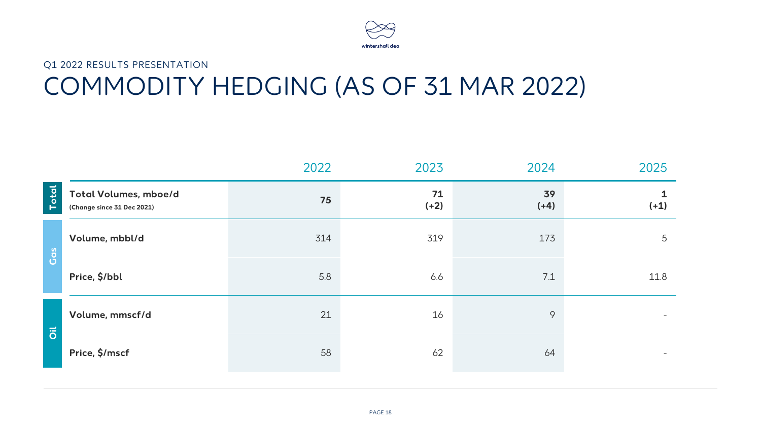Q1 2022 RESULTS PRESENTATION

# COMMODITY HEDGING (AS OF 31 MAR 2022)

| | | 2022 | 2023 | 2024 | 2025 |
|---|---|---|---|---|---|
| Total | **Total Volumes, mboe/d** **(Change since 31 Dec 2021)** | **75** | **71 (+2)** | **39 (+4)** | **1 (+1)** |
| Gas | **Volume, mbbl/d** | 314 | 319 | 173 | 5 |
| | **Price, $/bbl** | 5.8 | 6.6 | 7.1 | 11.8 |
| Oil | **Volume, mmscf/d** | 21 | 16 | 9 | - |
| | **Price, $/mscf** | 58 | 62 | 64 | - |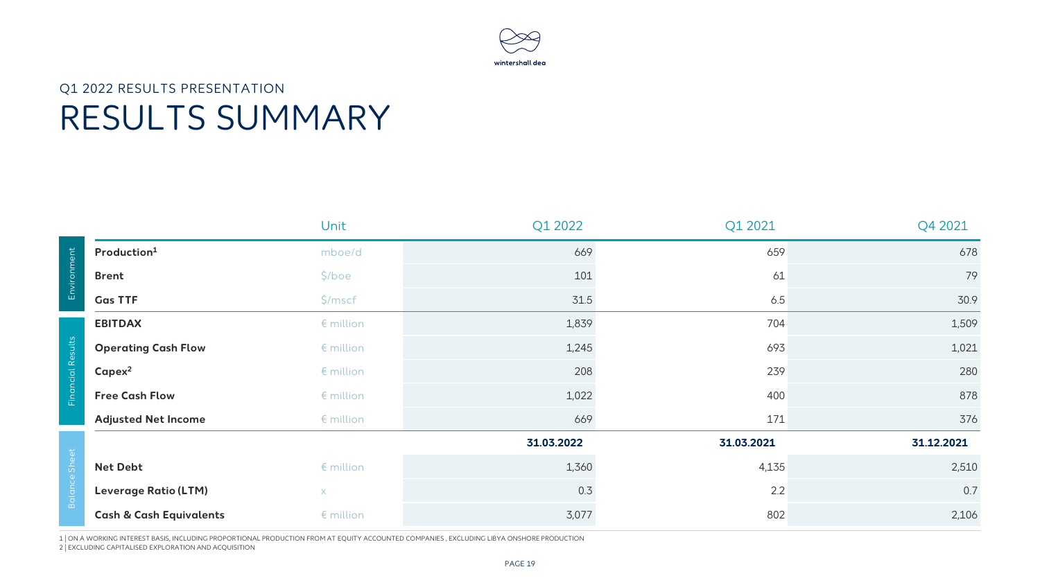Q1 2022 RESULTS PRESENTATION

# RESULTS SUMMARY

| | | Unit | Q1 2022 | Q1 2021 | Q4 2021 |
|---|---|---|---|---|---|
| Environment | **Production**[1] | mboe/d | 669 | 659 | 678 |
| | **Brent** | $/boe | 101 | 61 | 79 |
| | **Gas TTF** | $/mscf | 31.5 | 6.5 | 30.9 |
| Financial Results | **EBITDAX** | € million | 1,839 | 704 | 1,509 |
| | **Operating Cash Flow** | € million | 1,245 | 693 | 1,021 |
| | **Capex**[2] | € million | 208 | 239 | 280 |
| | **Free Cash Flow** | € million | 1,022 | 400 | 878 |
| | **Adjusted Net Income** | € million | 669 | 171 | 376 |
| Balance Sheet | | | **31.03.2022** | **31.03.2021** | **31.12.2021** |
| | **Net Debt** | € million | 1,360 | 4,135 | 2,510 |
| | **Leverage Ratio (LTM)** | x | 0.3 | 2.2 | 0.7 |
| | **Cash & Cash Equivalents** | € million | 3,077 | 802 | 2,106 |

1 | ON A WORKING INTEREST BASIS, INCLUDING PROPORTIONAL PRODUCTION FROM AT EQUITY ACCOUNTED COMPANIES , EXCLUDING LIBYA ONSHORE PRODUCTION

2 | EXCLUDING CAPITALISED EXPLORATION AND ACQUISITION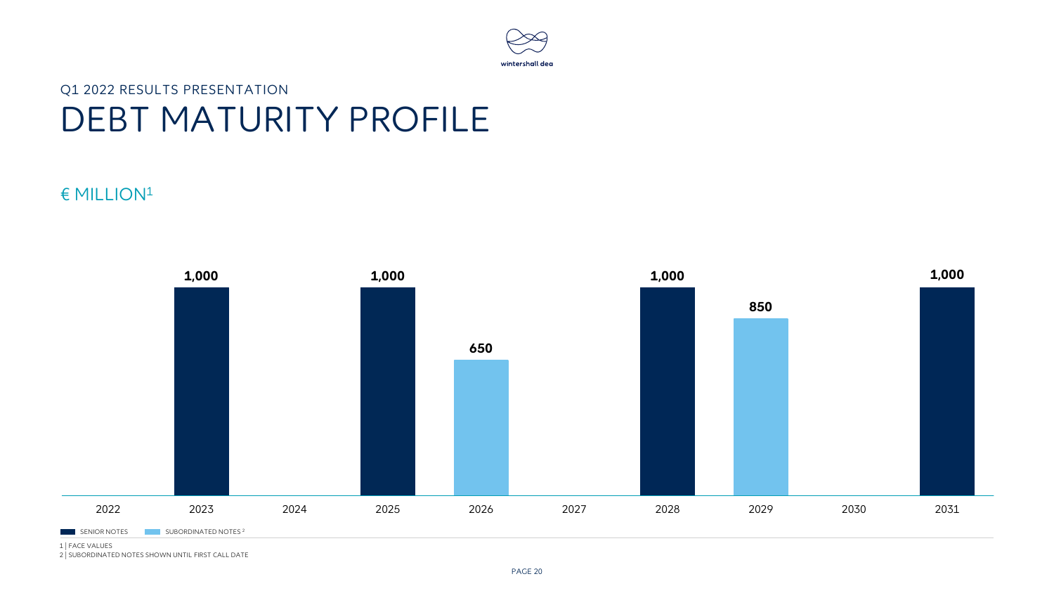Q1 2022 RESULTS PRESENTATION

# DEBT MATURITY PROFILE

€ MILLION[1]

| Year | Senior Notes | Subordinated Notes[2] |
|---|---|---|
| 2022 | | |
| 2023 | 1,000 | |
| 2024 | | |
| 2025 | 1,000 | |
| 2026 | | 650 |
| 2027 | | |
| 2028 | 1,000 | |
| 2029 | | 850 |
| 2030 | | |
| 2031 | 1,000 | |

SENIOR NOTES   SUBORDINATED NOTES[2]

1 | FACE VALUES
2 | SUBORDINATED NOTES SHOWN UNTIL FIRST CALL DATE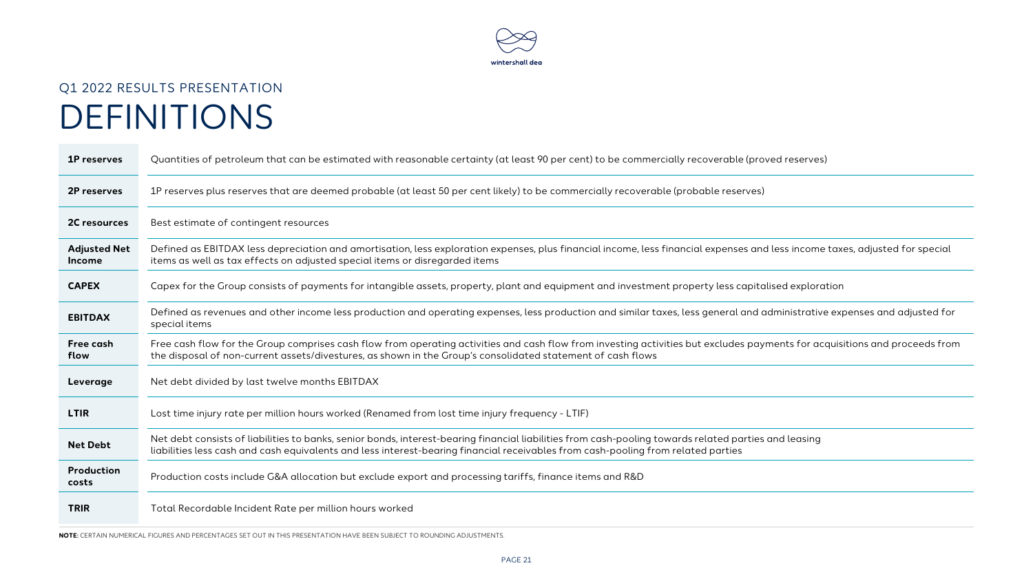Q1 2022 RESULTS PRESENTATION

# DEFINITIONS

| | |
|---|---|
| **1P reserves** | Quantities of petroleum that can be estimated with reasonable certainty (at least 90 per cent) to be commercially recoverable (proved reserves) |
| **2P reserves** | 1P reserves plus reserves that are deemed probable (at least 50 per cent likely) to be commercially recoverable (probable reserves) |
| **2C resources** | Best estimate of contingent resources |
| **Adjusted Net Income** | Defined as EBITDAX less depreciation and amortisation, less exploration expenses, plus financial income, less financial expenses and less income taxes, adjusted for special items as well as tax effects on adjusted special items or disregarded items |
| **CAPEX** | Capex for the Group consists of payments for intangible assets, property, plant and equipment and investment property less capitalised exploration |
| **EBITDAX** | Defined as revenues and other income less production and operating expenses, less production and similar taxes, less general and administrative expenses and adjusted for special items |
| **Free cash flow** | Free cash flow for the Group comprises cash flow from operating activities and cash flow from investing activities but excludes payments for acquisitions and proceeds from the disposal of non-current assets/divestures, as shown in the Group's consolidated statement of cash flows |
| **Leverage** | Net debt divided by last twelve months EBITDAX |
| **LTIR** | Lost time injury rate per million hours worked (Renamed from lost time injury frequency - LTIF) |
| **Net Debt** | Net debt consists of liabilities to banks, senior bonds, interest-bearing financial liabilities from cash-pooling towards related parties and leasing liabilities less cash and cash equivalents and less interest-bearing financial receivables from cash-pooling from related parties |
| **Production costs** | Production costs include G&A allocation but exclude export and processing tariffs, finance items and R&D |
| **TRIR** | Total Recordable Incident Rate per million hours worked |

**NOTE:** CERTAIN NUMERICAL FIGURES AND PERCENTAGES SET OUT IN THIS PRESENTATION HAVE BEEN SUBJECT TO ROUNDING ADJUSTMENTS.